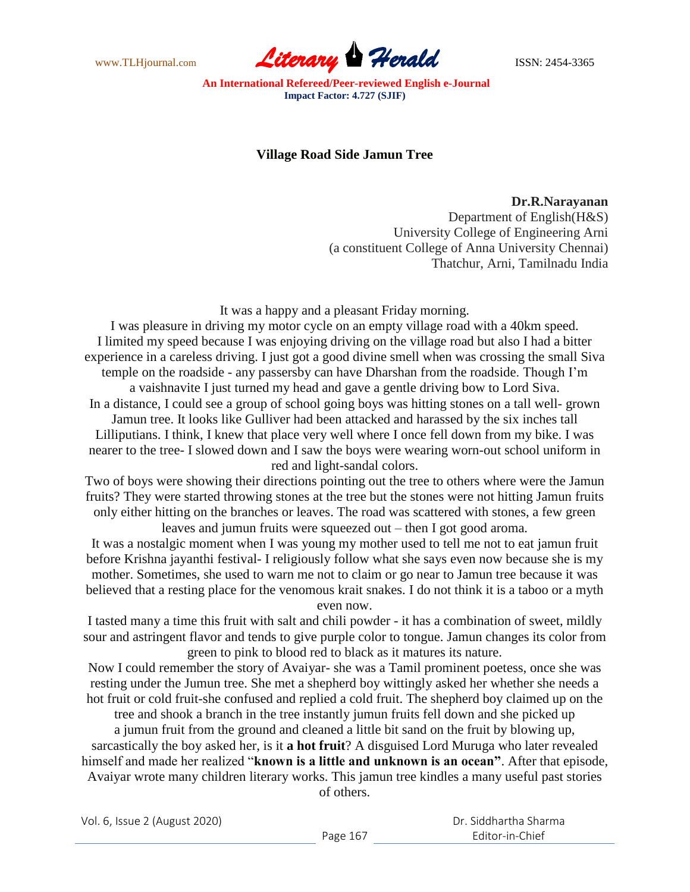# Village Road Side Jamun Tree

**Dr.R.Narayanan**
Department of English(H&S)
University College of Engineering Arni
(a constituent College of Anna University Chennai)
Thatchur, Arni, Tamilnadu India

It was a happy and a pleasant Friday morning.

I was pleasure in driving my motor cycle on an empty village road with a 40km speed. I limited my speed because I was enjoying driving on the village road but also I had a bitter experience in a careless driving. I just got a good divine smell when was crossing the small Siva temple on the roadside - any passersby can have Dharshan from the roadside. Though I'm a vaishnavite I just turned my head and gave a gentle driving bow to Lord Siva.

In a distance, I could see a group of school going boys was hitting stones on a tall well- grown Jamun tree. It looks like Gulliver had been attacked and harassed by the six inches tall Lilliputians. I think, I knew that place very well where I once fell down from my bike. I was nearer to the tree- I slowed down and I saw the boys were wearing worn-out school uniform in red and light-sandal colors.

Two of boys were showing their directions pointing out the tree to others where were the Jamun fruits? They were started throwing stones at the tree but the stones were not hitting Jamun fruits only either hitting on the branches or leaves. The road was scattered with stones, a few green leaves and jumun fruits were squeezed out – then I got good aroma.

It was a nostalgic moment when I was young my mother used to tell me not to eat jamun fruit before Krishna jayanthi festival- I religiously follow what she says even now because she is my mother. Sometimes, she used to warn me not to claim or go near to Jamun tree because it was believed that a resting place for the venomous krait snakes. I do not think it is a taboo or a myth even now.

I tasted many a time this fruit with salt and chili powder - it has a combination of sweet, mildly sour and astringent flavor and tends to give purple color to tongue. Jamun changes its color from green to pink to blood red to black as it matures its nature.

Now I could remember the story of Avaiyar- she was a Tamil prominent poetess, once she was resting under the Jumun tree. She met a shepherd boy wittingly asked her whether she needs a hot fruit or cold fruit-she confused and replied a cold fruit. The shepherd boy claimed up on the tree and shook a branch in the tree instantly jumun fruits fell down and she picked up a jumun fruit from the ground and cleaned a little bit sand on the fruit by blowing up, sarcastically the boy asked her, is it **a hot fruit**? A disguised Lord Muruga who later revealed himself and made her realized "**known is a little and unknown is an ocean"**. After that episode, Avaiyar wrote many children literary works. This jamun tree kindles a many useful past stories of others.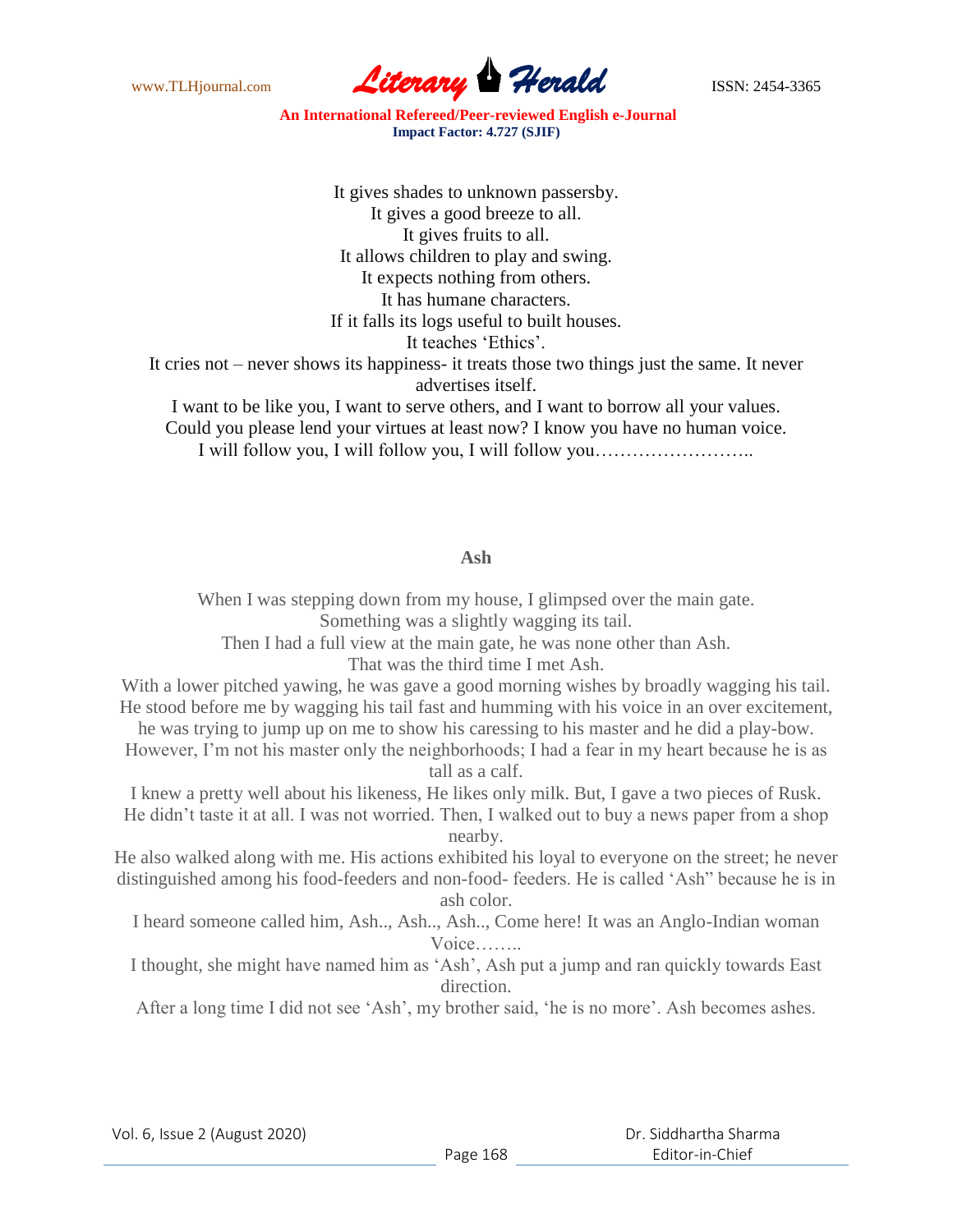It gives shades to unknown passersby.
It gives a good breeze to all.
It gives fruits to all.
It allows children to play and swing.
It expects nothing from others.
It has humane characters.
If it falls its logs useful to built houses.
It teaches 'Ethics'.
It cries not – never shows its happiness- it treats those two things just the same. It never advertises itself.
I want to be like you, I want to serve others, and I want to borrow all your values.
Could you please lend your virtues at least now? I know you have no human voice.
I will follow you, I will follow you, I will follow you……………………..

## Ash

When I was stepping down from my house, I glimpsed over the main gate.
Something was a slightly wagging its tail.
Then I had a full view at the main gate, he was none other than Ash.
That was the third time I met Ash.
With a lower pitched yawing, he was gave a good morning wishes by broadly wagging his tail.
He stood before me by wagging his tail fast and humming with his voice in an over excitement, he was trying to jump up on me to show his caressing to his master and he did a play-bow.
However, I'm not his master only the neighborhoods; I had a fear in my heart because he is as tall as a calf.
I knew a pretty well about his likeness, He likes only milk. But, I gave a two pieces of Rusk.
He didn't taste it at all. I was not worried. Then, I walked out to buy a news paper from a shop nearby.
He also walked along with me. His actions exhibited his loyal to everyone on the street; he never distinguished among his food-feeders and non-food- feeders. He is called 'Ash" because he is in ash color.
I heard someone called him, Ash.., Ash.., Ash.., Come here! It was an Anglo-Indian woman Voice……..
I thought, she might have named him as 'Ash', Ash put a jump and ran quickly towards East direction.
After a long time I did not see 'Ash', my brother said, 'he is no more'. Ash becomes ashes.